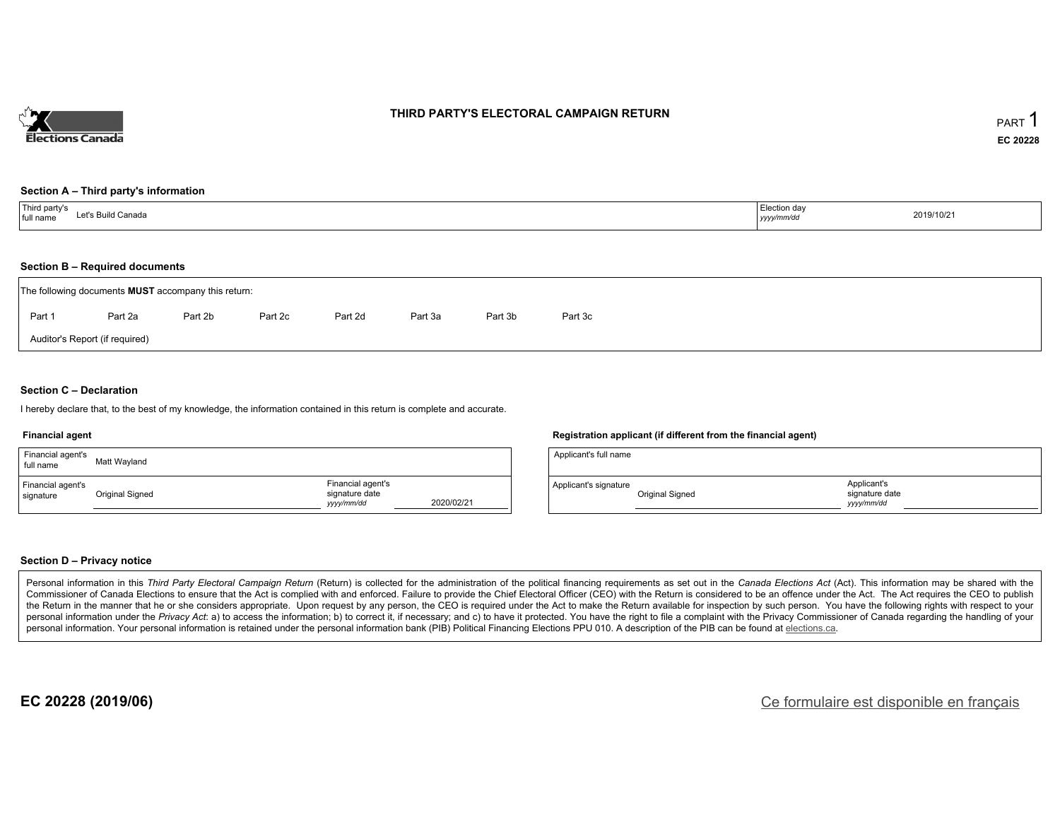# THIRD PARTY'S ELECTORAL CAMPAIGN RETURN

PART 1

EC 20228

## Section A – Third party's information

| Third party's full name | Let's Build Canada | Election day *yyyy/mm/dd* | 2019/10/21 |
|---|---|---|---|

## Section B – Required documents

The following documents **MUST** accompany this return:

Part 1 | Part 2a | Part 2b | Part 2c | Part 2d | Part 3a | Part 3b | Part 3c

Auditor's Report (if required)

## Section C – Declaration

I hereby declare that, to the best of my knowledge, the information contained in this return is complete and accurate.

### Financial agent

| Financial agent's full name | Matt Wayland | | |
|---|---|---|---|
| Financial agent's signature | Original Signed | Financial agent's signature date *yyyy/mm/dd* | 2020/02/21 |

### Registration applicant (if different from the financial agent)

| Applicant's full name | | | |
|---|---|---|---|
| Applicant's signature | Original Signed | Applicant's signature date *yyyy/mm/dd* | |

## Section D – Privacy notice

Personal information in this *Third Party Electoral Campaign Return* (Return) is collected for the administration of the political financing requirements as set out in the *Canada Elections Act* (Act). This information may be shared with the Commissioner of Canada Elections to ensure that the Act is complied with and enforced. Failure to provide the Chief Electoral Officer (CEO) with the Return is considered to be an offence under the Act. The Act requires the CEO to publish the Return in the manner that he or she considers appropriate. Upon request by any person, the CEO is required under the Act to make the Return available for inspection by such person. You have the following rights with respect to your personal information under the *Privacy Act*: a) to access the information; b) to correct it, if necessary; and c) to have it protected. You have the right to file a complaint with the Privacy Commissioner of Canada regarding the handling of your personal information. Your personal information is retained under the personal information bank (PIB) Political Financing Elections PPU 010. A description of the PIB can be found at elections.ca.

EC 20228 (2019/06)

Ce formulaire est disponible en français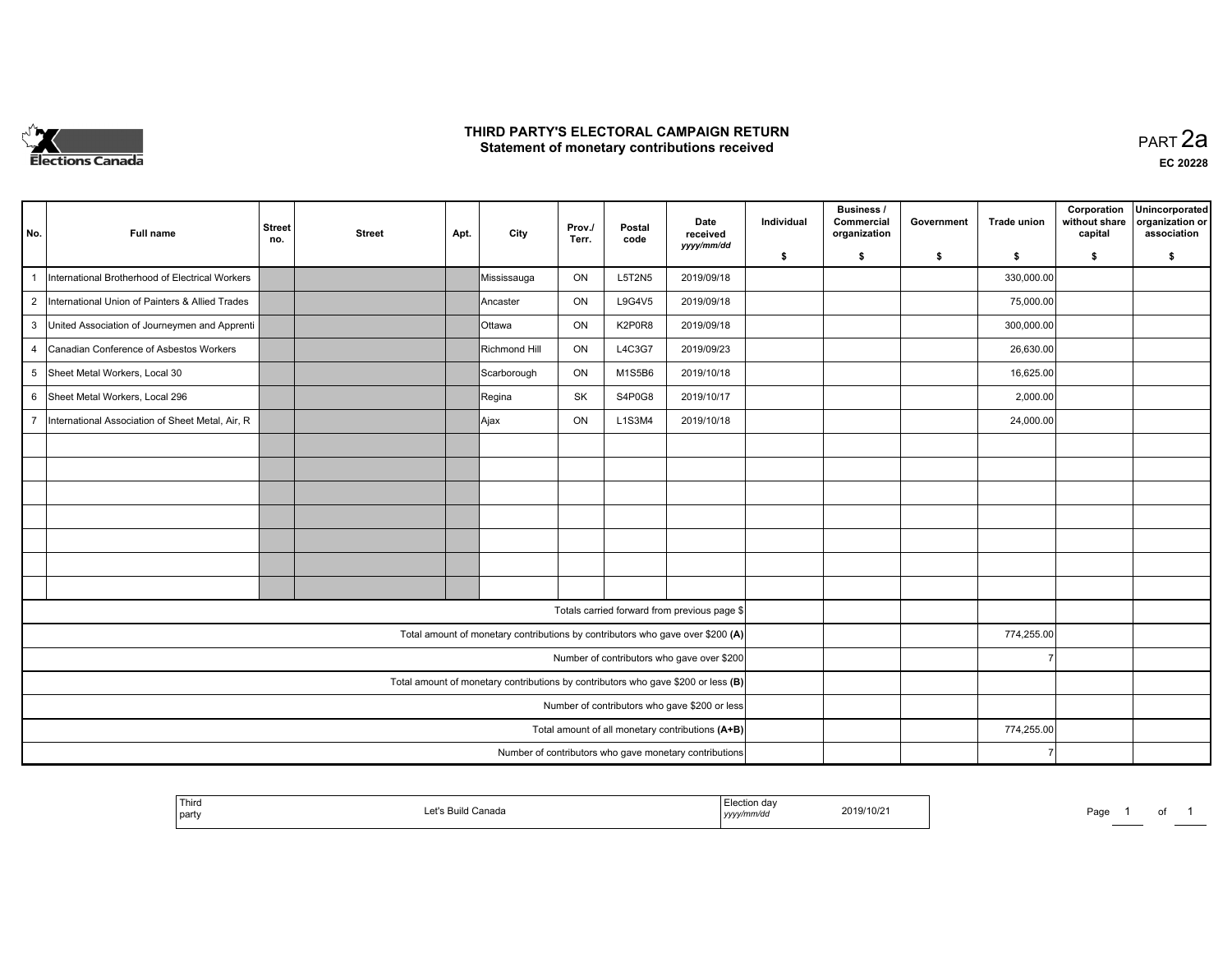# THIRD PARTY'S ELECTORAL CAMPAIGN RETURN
## Statement of monetary contributions received

PART 2a

EC 20228

| No. | Full name | Street no. | Street | Apt. | City | Prov./ Terr. | Postal code | Date received yyyy/mm/dd | Individual $ | Business / Commercial organization $ | Government $ | Trade union $ | Corporation without share capital $ | Unincorporated organization or association $ |
|---|---|---|---|---|---|---|---|---|---|---|---|---|---|---|
| 1 | International Brotherhood of Electrical Workers | | | | Mississauga | ON | L5T2N5 | 2019/09/18 | | | | 330,000.00 | | |
| 2 | International Union of Painters & Allied Trades | | | | Ancaster | ON | L9G4V5 | 2019/09/18 | | | | 75,000.00 | | |
| 3 | United Association of Journeymen and Apprenti | | | | Ottawa | ON | K2P0R8 | 2019/09/18 | | | | 300,000.00 | | |
| 4 | Canadian Conference of Asbestos Workers | | | | Richmond Hill | ON | L4C3G7 | 2019/09/23 | | | | 26,630.00 | | |
| 5 | Sheet Metal Workers, Local 30 | | | | Scarborough | ON | M1S5B6 | 2019/10/18 | | | | 16,625.00 | | |
| 6 | Sheet Metal Workers, Local 296 | | | | Regina | SK | S4P0G8 | 2019/10/17 | | | | 2,000.00 | | |
| 7 | International Association of Sheet Metal, Air, R | | | | Ajax | ON | L1S3M4 | 2019/10/18 | | | | 24,000.00 | | |
| | | | | | | | | | | | | | | |
| | | | | | | | | | | | | | | |
| | | | | | | | | | | | | | | |
| | | | | | | | | | | | | | | |
| | | | | | | | | | | | | | | |
| | | | | | | | | | | | | | | |
| | | | | | | | | | | | | | | |
| Totals carried forward from previous page $ | | | | | | | | | | | | | | |
| Total amount of monetary contributions by contributors who gave over $200 **(A)** | | | | | | | | | | | | 774,255.00 | | |
| Number of contributors who gave over $200 | | | | | | | | | | | | 7 | | |
| Total amount of monetary contributions by contributors who gave $200 or less **(B)** | | | | | | | | | | | | | | |
| Number of contributors who gave $200 or less | | | | | | | | | | | | | | |
| Total amount of all monetary contributions **(A+B)** | | | | | | | | | | | | 774,255.00 | | |
| Number of contributors who gave monetary contributions | | | | | | | | | | | | 7 | | |

| Third party | Let's Build Canada | Election day yyyy/mm/dd | 2019/10/21 |
|---|---|---|---|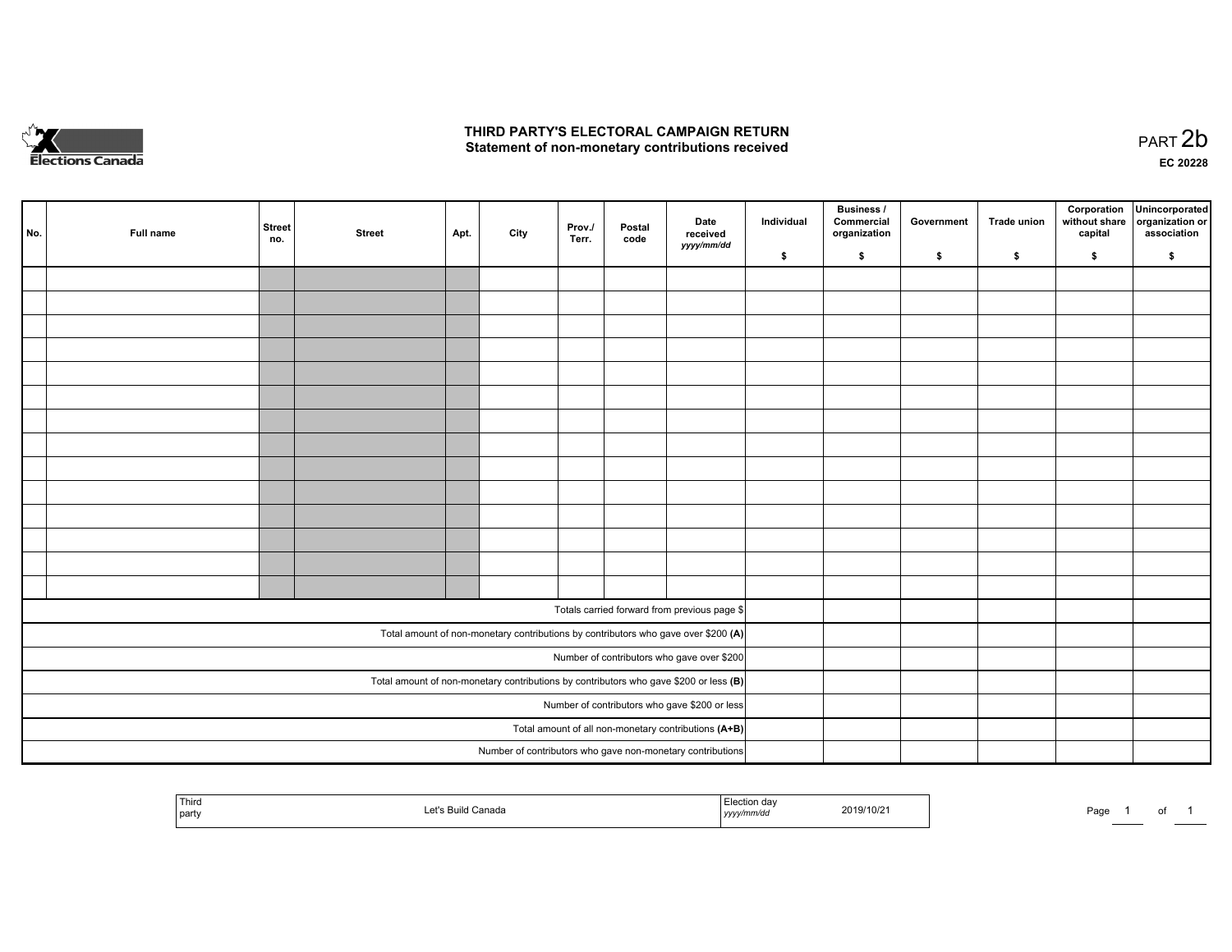# THIRD PARTY'S ELECTORAL CAMPAIGN RETURN

## Statement of non-monetary contributions received

PART 2b

EC 20228

| No. | Full name | Street no. | Street | Apt. | City | Prov./ Terr. | Postal code | Date received yyyy/mm/dd | Individual $ | Business / Commercial organization $ | Government $ | Trade union $ | Corporation without share capital $ | Unincorporated organization or association $ |
|---|---|---|---|---|---|---|---|---|---|---|---|---|---|---|
| | | | | | | | | | | | | | | |
| | | | | | | | | | | | | | | |
| | | | | | | | | | | | | | | |
| | | | | | | | | | | | | | | |
| | | | | | | | | | | | | | | |
| | | | | | | | | | | | | | | |
| | | | | | | | | | | | | | | |
| | | | | | | | | | | | | | | |
| | | | | | | | | | | | | | | |
| | | | | | | | | | | | | | | |
| | | | | | | | | | | | | | | |
| | | | | | | | | | | | | | | |
| | | | | | | | | | | | | | | |
| | | | | | | | | | | | | | | |
| Totals carried forward from previous page $ | | | | | | | | | | | | | | |
| Total amount of non-monetary contributions by contributors who gave over $200 **(A)** | | | | | | | | | | | | | | |
| Number of contributors who gave over $200 | | | | | | | | | | | | | | |
| Total amount of non-monetary contributions by contributors who gave $200 or less **(B)** | | | | | | | | | | | | | | |
| Number of contributors who gave $200 or less | | | | | | | | | | | | | | |
| Total amount of all non-monetary contributions **(A+B)** | | | | | | | | | | | | | | |
| Number of contributors who gave non-monetary contributions | | | | | | | | | | | | | | |

| Third party | Let's Build Canada | Election day yyyy/mm/dd | 2019/10/21 |
|---|---|---|---|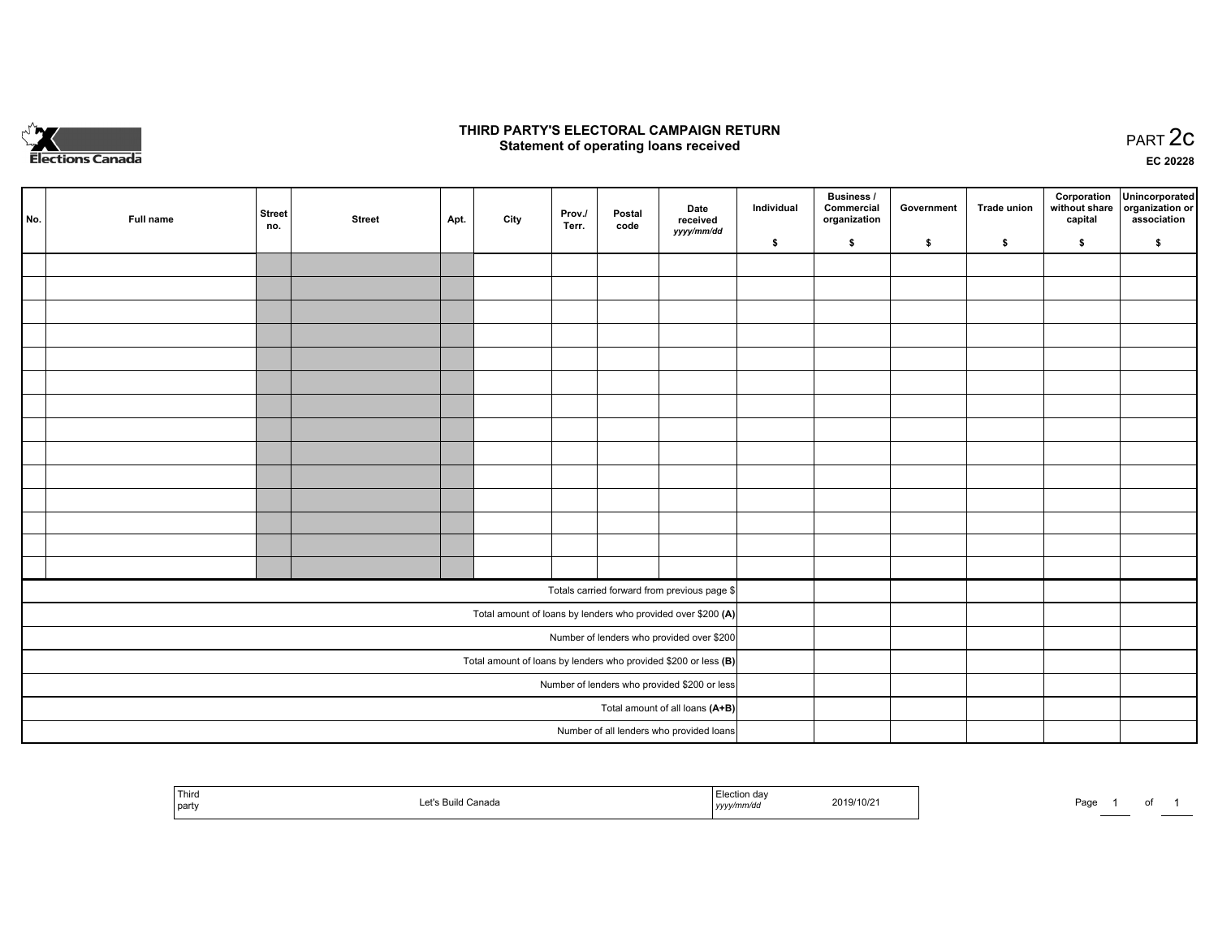# THIRD PARTY'S ELECTORAL CAMPAIGN RETURN

## Statement of operating loans received

PART 2c

EC 20228

| No. | Full name | Street no. | Street | Apt. | City | Prov./ Terr. | Postal code | Date received *yyyy/mm/dd* | Individual $ | Business / Commercial organization $ | Government $ | Trade union $ | Corporation without share capital $ | Unincorporated organization or association $ |
|---|---|---|---|---|---|---|---|---|---|---|---|---|---|---|
| | | | | | | | | | | | | | | |
| | | | | | | | | | | | | | | |
| | | | | | | | | | | | | | | |
| | | | | | | | | | | | | | | |
| | | | | | | | | | | | | | | |
| | | | | | | | | | | | | | | |
| | | | | | | | | | | | | | | |
| | | | | | | | | | | | | | | |
| | | | | | | | | | | | | | | |
| | | | | | | | | | | | | | | |
| | | | | | | | | | | | | | | |
| | | | | | | | | | | | | | | |
| | | | | | | | | | | | | | | |
| | | | | | | | | | | | | | | |
| Totals carried forward from previous page $ | | | | | | | | | | | | | | |
| Total amount of loans by lenders who provided over $200 **(A)** | | | | | | | | | | | | | | |
| Number of lenders who provided over $200 | | | | | | | | | | | | | | |
| Total amount of loans by lenders who provided $200 or less **(B)** | | | | | | | | | | | | | | |
| Number of lenders who provided $200 or less | | | | | | | | | | | | | | |
| Total amount of all loans **(A+B)** | | | | | | | | | | | | | | |
| Number of all lenders who provided loans | | | | | | | | | | | | | | |

| Third party | Let's Build Canada | Election day *yyyy/mm/dd* | 2019/10/21 |
|---|---|---|---|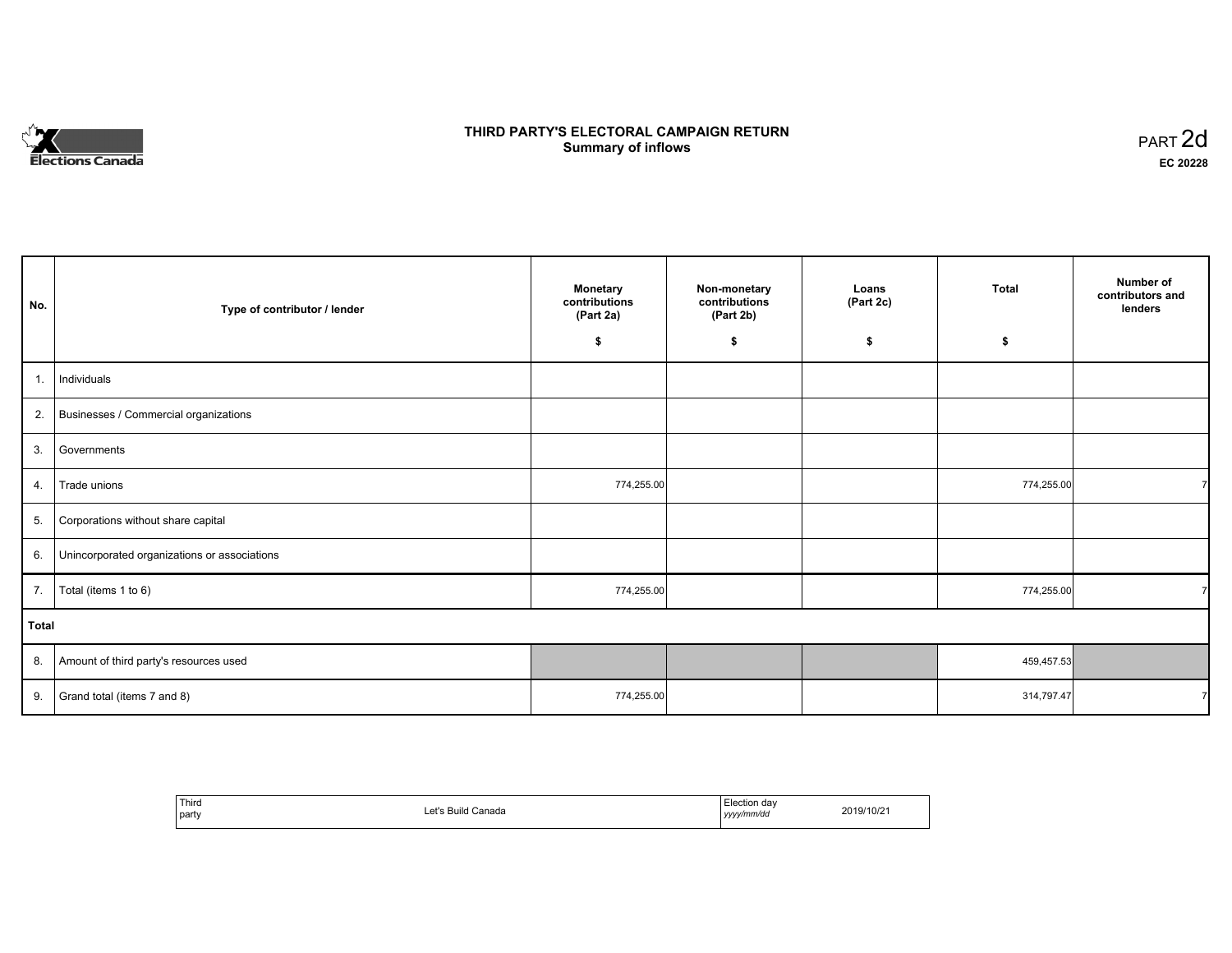Elections Canada

# THIRD PARTY'S ELECTORAL CAMPAIGN RETURN
## Summary of inflows

PART 2d

**EC 20228**

| No. | Type of contributor / lender | Monetary contributions (Part 2a) $ | Non-monetary contributions (Part 2b) $ | Loans (Part 2c) $ | Total $ | Number of contributors and lenders |
|---|---|---|---|---|---|---|
| 1. | Individuals | | | | | |
| 2. | Businesses / Commercial organizations | | | | | |
| 3. | Governments | | | | | |
| 4. | Trade unions | 774,255.00 | | | 774,255.00 | 7 |
| 5. | Corporations without share capital | | | | | |
| 6. | Unincorporated organizations or associations | | | | | |
| 7. | Total (items 1 to 6) | 774,255.00 | | | 774,255.00 | 7 |
| **Total** | | | | | | |
| 8. | Amount of third party's resources used | | | | 459,457.53 | |
| 9. | Grand total (items 7 and 8) | 774,255.00 | | | 314,797.47 | 7 |

| Third party | Let's Build Canada | Election day *yyyy/mm/dd* | 2019/10/21 |
|---|---|---|---|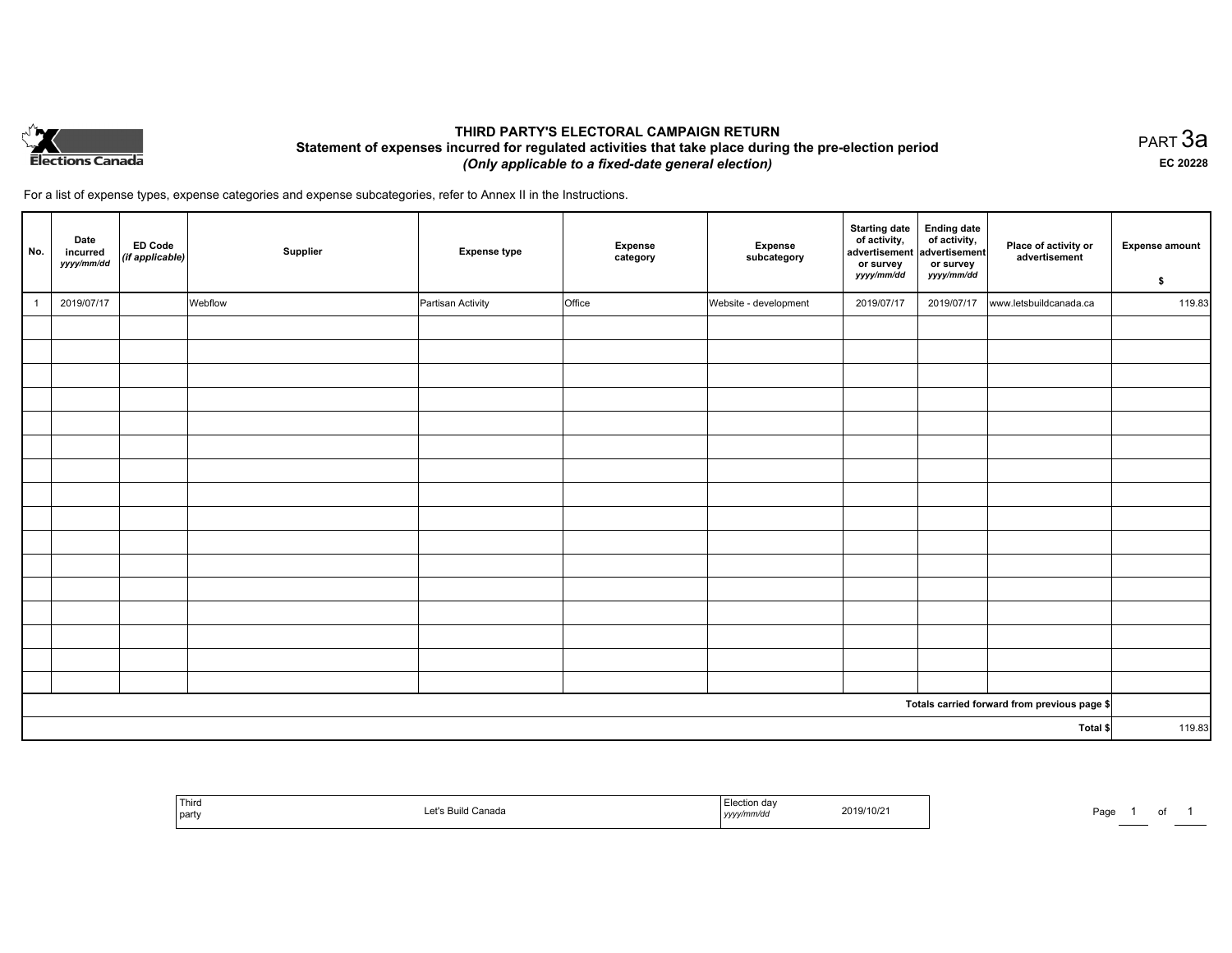# THIRD PARTY'S ELECTORAL CAMPAIGN RETURN

## Statement of expenses incurred for regulated activities that take place during the pre-election period

### *(Only applicable to a fixed-date general election)*

PART 3a

EC 20228

For a list of expense types, expense categories and expense subcategories, refer to Annex II in the Instructions.

| No. | Date incurred *yyyy/mm/dd* | ED Code *(if applicable)* | Supplier | Expense type | Expense category | Expense subcategory | Starting date of activity, advertisement or survey *yyyy/mm/dd* | Ending date of activity, advertisement or survey *yyyy/mm/dd* | Place of activity or advertisement | Expense amount $ |
|---|---|---|---|---|---|---|---|---|---|---|
| 1 | 2019/07/17 | | Webflow | Partisan Activity | Office | Website - development | 2019/07/17 | 2019/07/17 | www.letsbuildcanada.ca | 119.83 |
| | | | | | | | | | | |
| | | | | | | | | | | |
| | | | | | | | | | | |
| | | | | | | | | | | |
| | | | | | | | | | | |
| | | | | | | | | | | |
| | | | | | | | | | | |
| | | | | | | | | | | |
| | | | | | | | | | | |
| | | | | | | | | | | |
| | | | | | | | | | | |
| | | | | | | | | | | |
| | | | | | | | | | | |
| | | | | | | | | | | |
| | | | | | | | | | | |
| | | | | | | | | | | |
| | | | | | | | | | Totals carried forward from previous page $ | |
| | | | | | | | | | Total $ | 119.83 |

| Third party | Let's Build Canada | Election day *yyyy/mm/dd* | 2019/10/21 |
|---|---|---|---|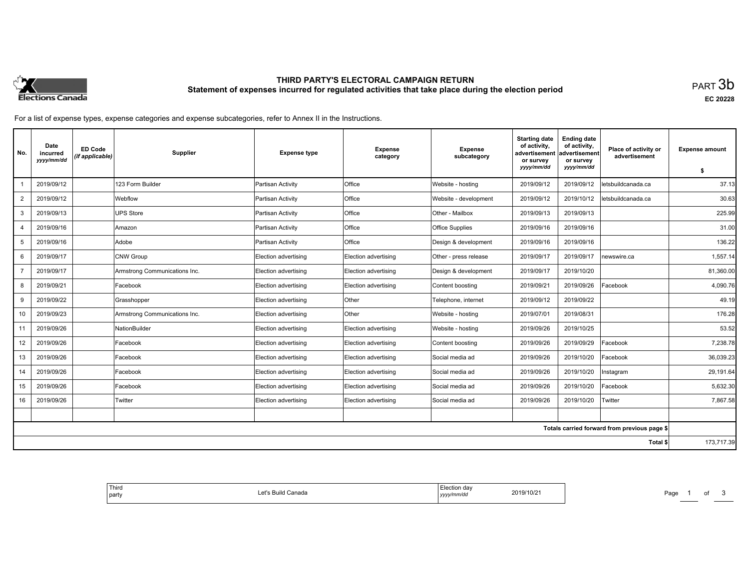# THIRD PARTY'S ELECTORAL CAMPAIGN RETURN

## Statement of expenses incurred for regulated activities that take place during the election period

PART 3b

EC 20228

For a list of expense types, expense categories and expense subcategories, refer to Annex II in the Instructions.

| No. | Date incurred *yyyy/mm/dd* | ED Code *(if applicable)* | Supplier | Expense type | Expense category | Expense subcategory | Starting date of activity, advertisement or survey *yyyy/mm/dd* | Ending date of activity, advertisement or survey *yyyy/mm/dd* | Place of activity or advertisement | Expense amount $ |
|---|---|---|---|---|---|---|---|---|---|---|
| 1 | 2019/09/12 | | 123 Form Builder | Partisan Activity | Office | Website - hosting | 2019/09/12 | 2019/09/12 | letsbuildcanada.ca | 37.13 |
| 2 | 2019/09/12 | | Webflow | Partisan Activity | Office | Website - development | 2019/09/12 | 2019/10/12 | letsbuildcanada.ca | 30.63 |
| 3 | 2019/09/13 | | UPS Store | Partisan Activity | Office | Other - Mailbox | 2019/09/13 | 2019/09/13 | | 225.99 |
| 4 | 2019/09/16 | | Amazon | Partisan Activity | Office | Office Supplies | 2019/09/16 | 2019/09/16 | | 31.00 |
| 5 | 2019/09/16 | | Adobe | Partisan Activity | Office | Design & development | 2019/09/16 | 2019/09/16 | | 136.22 |
| 6 | 2019/09/17 | | CNW Group | Election advertising | Election advertising | Other - press release | 2019/09/17 | 2019/09/17 | newswire.ca | 1,557.14 |
| 7 | 2019/09/17 | | Armstrong Communications Inc. | Election advertising | Election advertising | Design & development | 2019/09/17 | 2019/10/20 | | 81,360.00 |
| 8 | 2019/09/21 | | Facebook | Election advertising | Election advertising | Content boosting | 2019/09/21 | 2019/09/26 | Facebook | 4,090.76 |
| 9 | 2019/09/22 | | Grasshopper | Election advertising | Other | Telephone, internet | 2019/09/12 | 2019/09/22 | | 49.19 |
| 10 | 2019/09/23 | | Armstrong Communications Inc. | Election advertising | Other | Website - hosting | 2019/07/01 | 2019/08/31 | | 176.28 |
| 11 | 2019/09/26 | | NationBuilder | Election advertising | Election advertising | Website - hosting | 2019/09/26 | 2019/10/25 | | 53.52 |
| 12 | 2019/09/26 | | Facebook | Election advertising | Election advertising | Content boosting | 2019/09/26 | 2019/09/29 | Facebook | 7,238.78 |
| 13 | 2019/09/26 | | Facebook | Election advertising | Election advertising | Social media ad | 2019/09/26 | 2019/10/20 | Facebook | 36,039.23 |
| 14 | 2019/09/26 | | Facebook | Election advertising | Election advertising | Social media ad | 2019/09/26 | 2019/10/20 | Instagram | 29,191.64 |
| 15 | 2019/09/26 | | Facebook | Election advertising | Election advertising | Social media ad | 2019/09/26 | 2019/10/20 | Facebook | 5,632.30 |
| 16 | 2019/09/26 | | Twitter | Election advertising | Election advertising | Social media ad | 2019/09/26 | 2019/10/20 | Twitter | 7,867.58 |
| | | | | | | | | | | |
| | | | | | | | | | Totals carried forward from previous page $ | |
| | | | | | | | | | Total $ | 173,717.39 |

| Third party | Let's Build Canada | Election day *yyyy/mm/dd* | 2019/10/21 |
|---|---|---|---|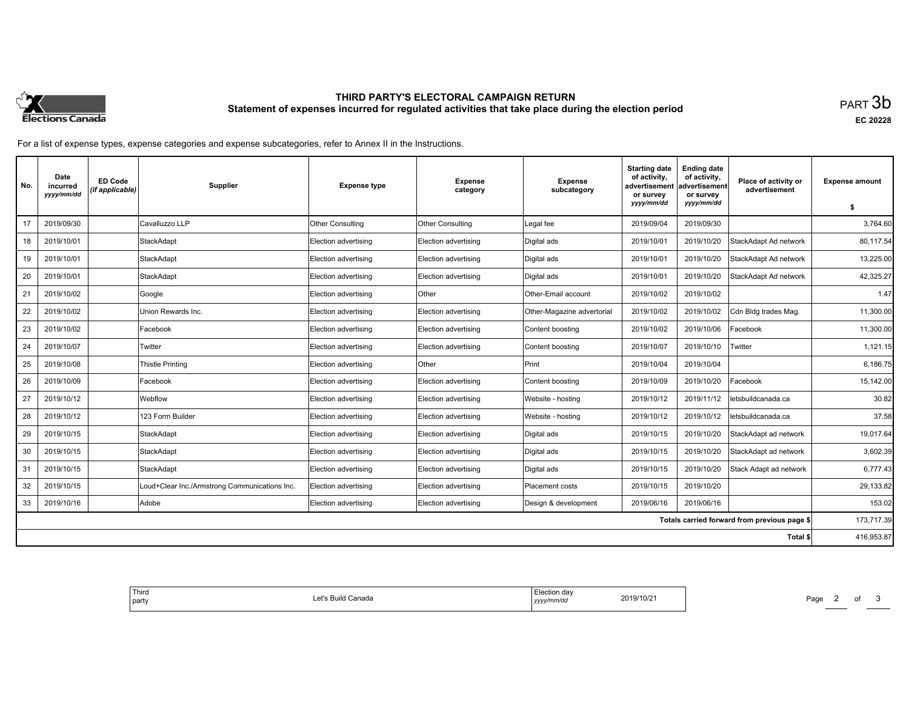# THIRD PARTY'S ELECTORAL CAMPAIGN RETURN

## Statement of expenses incurred for regulated activities that take place during the election period

PART 3b

EC 20228

For a list of expense types, expense categories and expense subcategories, refer to Annex II in the Instructions.

| No. | Date incurred yyyy/mm/dd | ED Code (if applicable) | Supplier | Expense type | Expense category | Expense subcategory | Starting date of activity, advertisement or survey yyyy/mm/dd | Ending date of activity, advertisement or survey yyyy/mm/dd | Place of activity or advertisement | Expense amount $ |
|---|---|---|---|---|---|---|---|---|---|---|
| 17 | 2019/09/30 | | Cavalluzzo LLP | Other Consulting | Other Consulting | Legal fee | 2019/09/04 | 2019/09/30 | | 3,764.60 |
| 18 | 2019/10/01 | | StackAdapt | Election advertising | Election advertising | Digital ads | 2019/10/01 | 2019/10/20 | StackAdapt Ad network | 80,117.54 |
| 19 | 2019/10/01 | | StackAdapt | Election advertising | Election advertising | Digital ads | 2019/10/01 | 2019/10/20 | StackAdapt Ad network | 13,225.00 |
| 20 | 2019/10/01 | | StackAdapt | Election advertising | Election advertising | Digital ads | 2019/10/01 | 2019/10/20 | StackAdapt Ad network | 42,325.27 |
| 21 | 2019/10/02 | | Google | Election advertising | Other | Other-Email account | 2019/10/02 | 2019/10/02 | | 1.47 |
| 22 | 2019/10/02 | | Union Rewards Inc. | Election advertising | Election advertising | Other-Magazine advertorial | 2019/10/02 | 2019/10/02 | Cdn Bldg trades Mag. | 11,300.00 |
| 23 | 2019/10/02 | | Facebook | Election advertising | Election advertising | Content boosting | 2019/10/02 | 2019/10/06 | Facebook | 11,300.00 |
| 24 | 2019/10/07 | | Twitter | Election advertising | Election advertising | Content boosting | 2019/10/07 | 2019/10/10 | Twitter | 1,121.15 |
| 25 | 2019/10/08 | | Thistle Printing | Election advertising | Other | Print | 2019/10/04 | 2019/10/04 | | 6,186.75 |
| 26 | 2019/10/09 | | Facebook | Election advertising | Election advertising | Content boosting | 2019/10/09 | 2019/10/20 | Facebook | 15,142.00 |
| 27 | 2019/10/12 | | Webflow | Election advertising | Election advertising | Website - hosting | 2019/10/12 | 2019/11/12 | letsbuildcanada.ca | 30.82 |
| 28 | 2019/10/12 | | 123 Form Builder | Election advertising | Election advertising | Website - hosting | 2019/10/12 | 2019/10/12 | letsbuildcanada.ca | 37.58 |
| 29 | 2019/10/15 | | StackAdapt | Election advertising | Election advertising | Digital ads | 2019/10/15 | 2019/10/20 | StackAdapt ad network | 19,017.64 |
| 30 | 2019/10/15 | | StackAdapt | Election advertising | Election advertising | Digital ads | 2019/10/15 | 2019/10/20 | StackAdapt ad network | 3,602.39 |
| 31 | 2019/10/15 | | StackAdapt | Election advertising | Election advertising | Digital ads | 2019/10/15 | 2019/10/20 | Stack Adapt ad network | 6,777.43 |
| 32 | 2019/10/15 | | Loud+Clear Inc./Armstrong Communications Inc. | Election advertising | Election advertising | Placement costs | 2019/10/15 | 2019/10/20 | | 29,133.82 |
| 33 | 2019/10/16 | | Adobe | Election advertising | Election advertising | Design & development | 2019/06/16 | 2019/06/16 | | 153.02 |
| | | | | | | | | | Totals carried forward from previous page $ | 173,717.39 |
| | | | | | | | | | Total $ | 416,953.87 |

| Third party | Let's Build Canada | Election day yyyy/mm/dd | 2019/10/21 |
|---|---|---|---|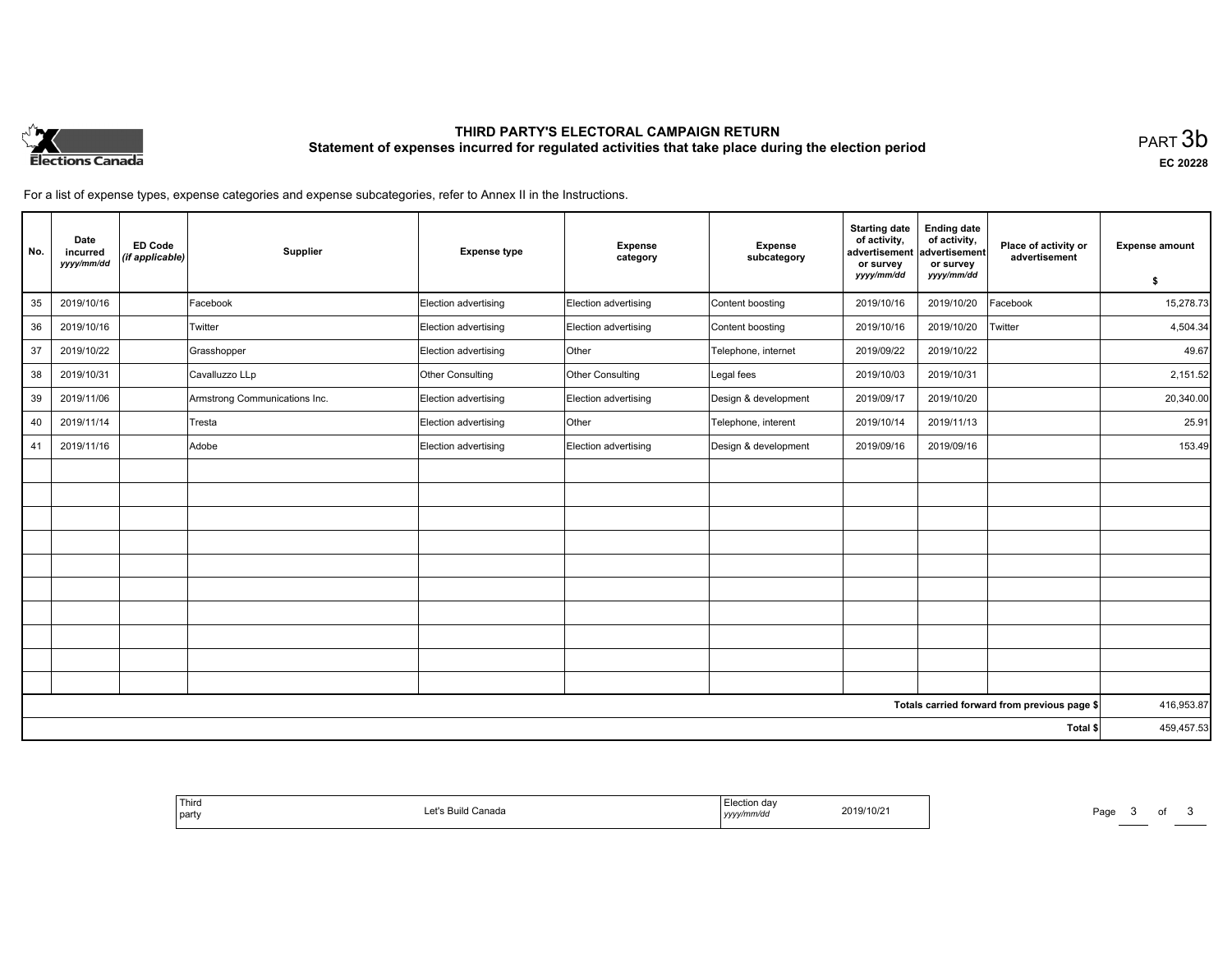# THIRD PARTY'S ELECTORAL CAMPAIGN RETURN
## Statement of expenses incurred for regulated activities that take place during the election period

PART 3b

EC 20228

For a list of expense types, expense categories and expense subcategories, refer to Annex II in the Instructions.

| No. | Date incurred *yyyy/mm/dd* | ED Code *(if applicable)* | Supplier | Expense type | Expense category | Expense subcategory | Starting date of activity, advertisement or survey *yyyy/mm/dd* | Ending date of activity, advertisement or survey *yyyy/mm/dd* | Place of activity or advertisement | Expense amount $ |
|---|---|---|---|---|---|---|---|---|---|---|
| 35 | 2019/10/16 | | Facebook | Election advertising | Election advertising | Content boosting | 2019/10/16 | 2019/10/20 | Facebook | 15,278.73 |
| 36 | 2019/10/16 | | Twitter | Election advertising | Election advertising | Content boosting | 2019/10/16 | 2019/10/20 | Twitter | 4,504.34 |
| 37 | 2019/10/22 | | Grasshopper | Election advertising | Other | Telephone, internet | 2019/09/22 | 2019/10/22 | | 49.67 |
| 38 | 2019/10/31 | | Cavalluzzo LLp | Other Consulting | Other Consulting | Legal fees | 2019/10/03 | 2019/10/31 | | 2,151.52 |
| 39 | 2019/11/06 | | Armstrong Communications Inc. | Election advertising | Election advertising | Design & development | 2019/09/17 | 2019/10/20 | | 20,340.00 |
| 40 | 2019/11/14 | | Tresta | Election advertising | Other | Telephone, interent | 2019/10/14 | 2019/11/13 | | 25.91 |
| 41 | 2019/11/16 | | Adobe | Election advertising | Election advertising | Design & development | 2019/09/16 | 2019/09/16 | | 153.49 |
| | | | | | | | | | | |
| | | | | | | | | | | |
| | | | | | | | | | | |
| | | | | | | | | | | |
| | | | | | | | | | | |
| | | | | | | | | | | |
| | | | | | | | | | | |
| | | | | | | | | | | |
| | | | | | | | | | | |
| | | | | | | | | | | |
| | | | | | | | | | Totals carried forward from previous page $ | 416,953.87 |
| | | | | | | | | | Total $ | 459,457.53 |

| Third party | Let's Build Canada | Election day *yyyy/mm/dd* | 2019/10/21 |
|---|---|---|---|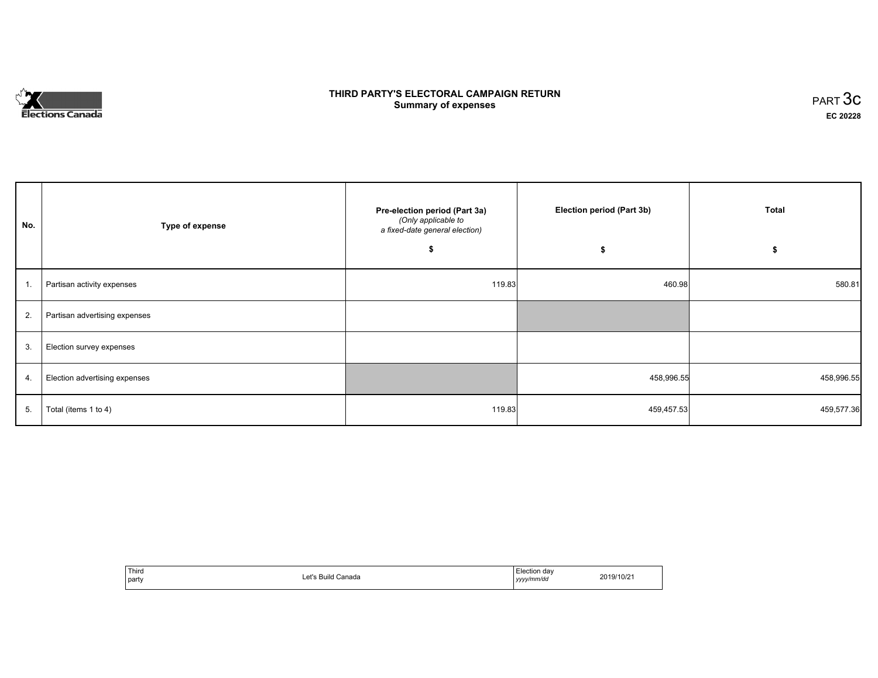# THIRD PARTY'S ELECTORAL CAMPAIGN RETURN

## Summary of expenses

PART 3c

**EC 20228**

| No. | Type of expense | Pre-election period (Part 3a) *(Only applicable to a fixed-date general election)* $ | Election period (Part 3b) $ | Total $ |
|---|---|---|---|---|
| 1. | Partisan activity expenses | 119.83 | 460.98 | 580.81 |
| 2. | Partisan advertising expenses | | | |
| 3. | Election survey expenses | | | |
| 4. | Election advertising expenses | | 458,996.55 | 458,996.55 |
| 5. | Total (items 1 to 4) | 119.83 | 459,457.53 | 459,577.36 |

| Third party | Let's Build Canada | Election day *yyyy/mm/dd* | 2019/10/21 |
|---|---|---|---|